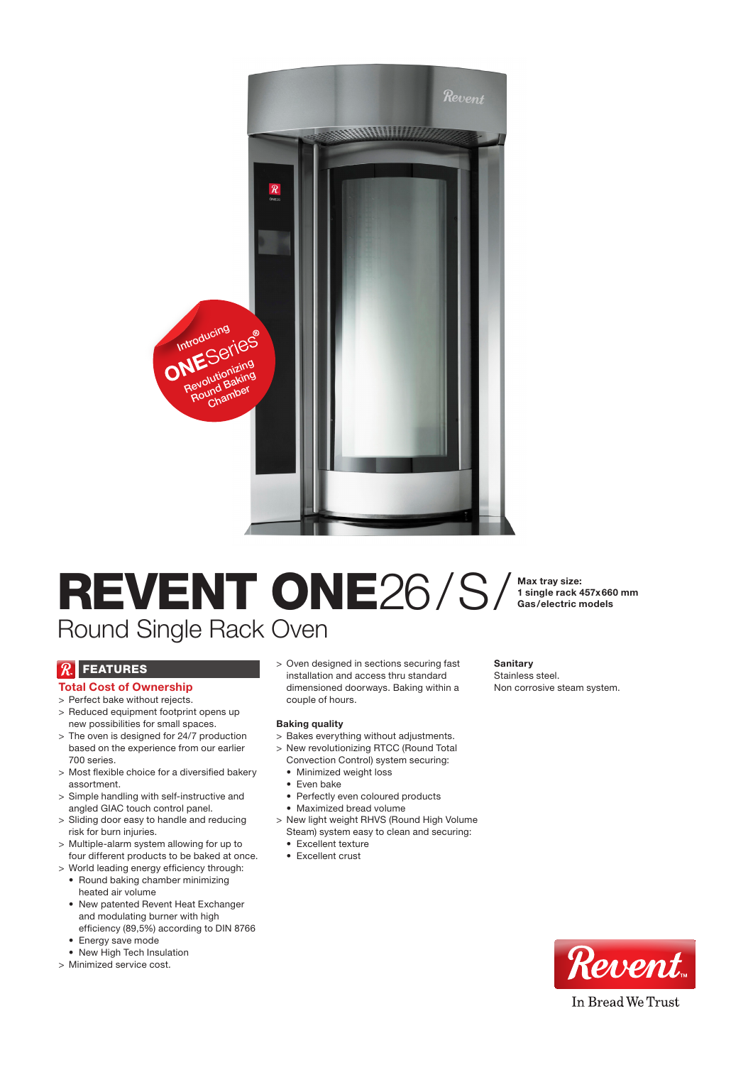Introducing ONESeries® Revolutionizing Round Baking Chamber

# REVENT ONE26 / S /

**Max tray size:**
**1 single rack 457x660 mm**
**Gas/electric models**

## Round Single Rack Oven

## FEATURES

### Total Cost of Ownership

- > Perfect bake without rejects.
- > Reduced equipment footprint opens up new possibilities for small spaces.
- > The oven is designed for 24/7 production based on the experience from our earlier 700 series.
- > Most flexible choice for a diversified bakery assortment.
- > Simple handling with self-instructive and angled GIAC touch control panel.
- > Sliding door easy to handle and reducing risk for burn injuries.
- > Multiple-alarm system allowing for up to four different products to be baked at once.
- > World leading energy efficiency through:
  - Round baking chamber minimizing heated air volume
  - New patented Revent Heat Exchanger and modulating burner with high efficiency (89,5%) according to DIN 8766
  - Energy save mode
  - New High Tech Insulation
- > Minimized service cost.
- > Oven designed in sections securing fast installation and access thru standard dimensioned doorways. Baking within a couple of hours.

**Baking quality**

- > Bakes everything without adjustments.
- > New revolutionizing RTCC (Round Total Convection Control) system securing:
  - Minimized weight loss
  - Even bake
  - Perfectly even coloured products
  - Maximized bread volume
- > New light weight RHVS (Round High Volume Steam) system easy to clean and securing:
  - Excellent texture
  - Excellent crust

**Sanitary**

Stainless steel.
Non corrosive steam system.

Revent™
In Bread We Trust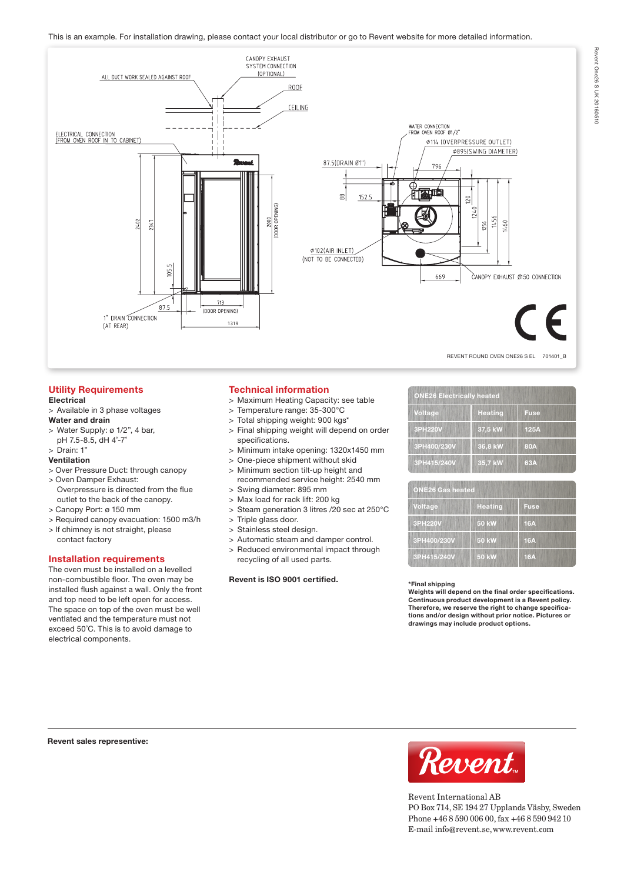This is an example. For installation drawing, please contact your local distributor or go to Revent website for more detailed information.

CANOPY EXHAUST SYSTEM CONNECTION (OPTIONAL)
ALL DUCT WORK SEALED AGAINST ROOF
ROOF
CEILING
ELECTRICAL CONNECTION (FROM OVEN ROOF IN TO CABINET)
2402
2347
105.5
87.5
2000 (DOOR OPENING)
713 (DOOR OPENING)
1319
1" DRAIN CONNECTION (AT REAR)
WATER CONNECTION FROM OVEN ROOF Ø1/2"
Ø114 (OVERPRESSURE OUTLET)
Ø895 (SWING DIAMETER)
87.5 (DRAIN Ø1")
796
88
152.5
120
1240
1256
1456
1460
Ø102 (AIR INLET) (NOT TO BE CONNECTED)
669
CANOPY EXHAUST Ø150 CONNECTION

REVENT ROUND OVEN ONE26 S EL 701401_B

## Utility Requirements

**Electrical**

> Available in 3 phase voltages

**Water and drain**

> Water Supply: ø 1/2", 4 bar, pH 7.5-8.5, dH 4°-7°
> Drain: 1"

**Ventilation**

> Over Pressure Duct: through canopy
> Oven Damper Exhaust: Overpressure is directed from the flue outlet to the back of the canopy.
> Canopy Port: ø 150 mm
> Required canopy evacuation: 1500 m3/h
> If chimney is not straight, please contact factory

## Installation requirements

The oven must be installed on a levelled non-combustible floor. The oven may be installed flush against a wall. Only the front and top need to be left open for access. The space on top of the oven must be well ventlated and the temperature must not exceed 50˚C. This is to avoid damage to electrical components.

## Technical information

> Maximum Heating Capacity: see table
> Temperature range: 35-300°C
> Total shipping weight: 900 kgs*
> Final shipping weight will depend on order specifications.
> Minimum intake opening: 1320x1450 mm
> One-piece shipment without skid
> Minimum section tilt-up height and recommended service height: 2540 mm
> Swing diameter: 895 mm
> Max load for rack lift: 200 kg
> Steam generation 3 litres /20 sec at 250°C
> Triple glass door.
> Stainless steel design.
> Automatic steam and damper control.
> Reduced environmental impact through recycling of all used parts.

**Revent is ISO 9001 certified.**

**ONE26 Electrically heated**

| Voltage | Heating | Fuse |
|---|---|---|
| 3PH220V | 37,5 kW | 125A |
| 3PH400/230V | 36,8 kW | 80A |
| 3PH415/240V | 35,7 kW | 63A |

**ONE26 Gas heated**

| Voltage | Heating | Fuse |
|---|---|---|
| 3PH220V | 50 kW | 16A |
| 3PH400/230V | 50 kW | 16A |
| 3PH415/240V | 50 kW | 16A |

**\*Final shipping**
**Weights will depend on the final order specifications. Continuous product development is a Revent policy. Therefore, we reserve the right to change specifications and/or design without prior notice. Pictures or drawings may include product options.**

**Revent sales representive:**

Revent International AB
PO Box 714, SE 194 27 Upplands Väsby, Sweden
Phone +46 8 590 006 00, fax +46 8 590 942 10
E-mail info@revent.se, www.revent.com